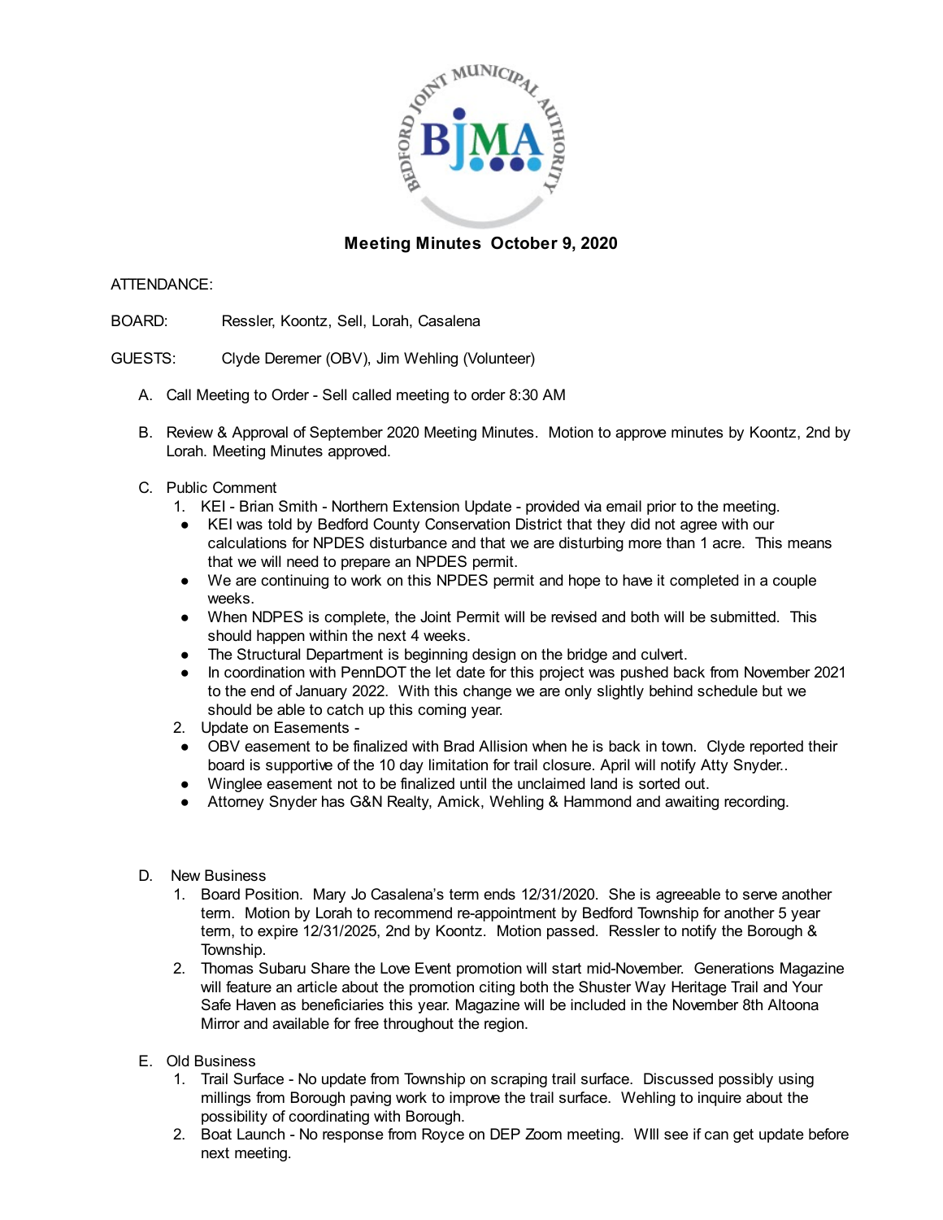## Meeting Minutes October 9, 2020

ATTENDANCE:

BOARD: Ressler, Koontz, Sell, Lorah, Casalena

GUESTS: Clyde Deremer (OBV), Jim Wehling (Volunteer)

A. Call Meeting to Order - Sell called meeting to order 8:30 AM

B. Review & Approval of September 2020 Meeting Minutes. Motion to approve minutes by Koontz, 2nd by Lorah. Meeting Minutes approved.

C. Public Comment
   1. KEI - Brian Smith - Northern Extension Update - provided via email prior to the meeting.
      - KEI was told by Bedford County Conservation District that they did not agree with our calculations for NPDES disturbance and that we are disturbing more than 1 acre. This means that we will need to prepare an NPDES permit.
      - We are continuing to work on this NPDES permit and hope to have it completed in a couple weeks.
      - When NDPES is complete, the Joint Permit will be revised and both will be submitted. This should happen within the next 4 weeks.
      - The Structural Department is beginning design on the bridge and culvert.
      - In coordination with PennDOT the let date for this project was pushed back from November 2021 to the end of January 2022. With this change we are only slightly behind schedule but we should be able to catch up this coming year.
   2. Update on Easements -
      - OBV easement to be finalized with Brad Allision when he is back in town. Clyde reported their board is supportive of the 10 day limitation for trail closure. April will notify Atty Snyder..
      - Winglee easement not to be finalized until the unclaimed land is sorted out.
      - Attorney Snyder has G&N Realty, Amick, Wehling & Hammond and awaiting recording.

D. New Business
   1. Board Position. Mary Jo Casalena's term ends 12/31/2020. She is agreeable to serve another term. Motion by Lorah to recommend re-appointment by Bedford Township for another 5 year term, to expire 12/31/2025, 2nd by Koontz. Motion passed. Ressler to notify the Borough & Township.
   2. Thomas Subaru Share the Love Event promotion will start mid-November. Generations Magazine will feature an article about the promotion citing both the Shuster Way Heritage Trail and Your Safe Haven as beneficiaries this year. Magazine will be included in the November 8th Altoona Mirror and available for free throughout the region.

E. Old Business
   1. Trail Surface - No update from Township on scraping trail surface. Discussed possibly using millings from Borough paving work to improve the trail surface. Wehling to inquire about the possibility of coordinating with Borough.
   2. Boat Launch - No response from Royce on DEP Zoom meeting. WIll see if can get update before next meeting.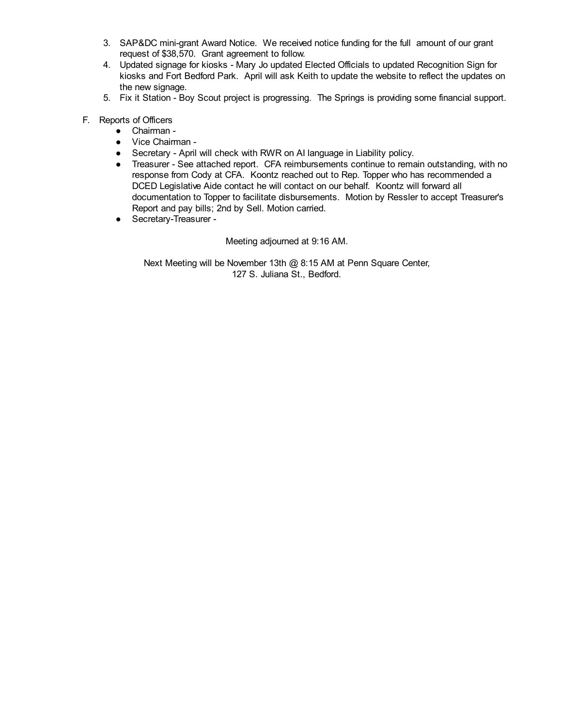3. SAP&DC mini-grant Award Notice. We received notice funding for the full amount of our grant request of $38,570. Grant agreement to follow.
4. Updated signage for kiosks - Mary Jo updated Elected Officials to updated Recognition Sign for kiosks and Fort Bedford Park. April will ask Keith to update the website to reflect the updates on the new signage.
5. Fix it Station - Boy Scout project is progressing. The Springs is providing some financial support.

F. Reports of Officers
- Chairman -
- Vice Chairman -
- Secretary - April will check with RWR on AI language in Liability policy.
- Treasurer - See attached report. CFA reimbursements continue to remain outstanding, with no response from Cody at CFA. Koontz reached out to Rep. Topper who has recommended a DCED Legislative Aide contact he will contact on our behalf. Koontz will forward all documentation to Topper to facilitate disbursements. Motion by Ressler to accept Treasurer's Report and pay bills; 2nd by Sell. Motion carried.
- Secretary-Treasurer -

Meeting adjourned at 9:16 AM.

Next Meeting will be November 13th @ 8:15 AM at Penn Square Center, 127 S. Juliana St., Bedford.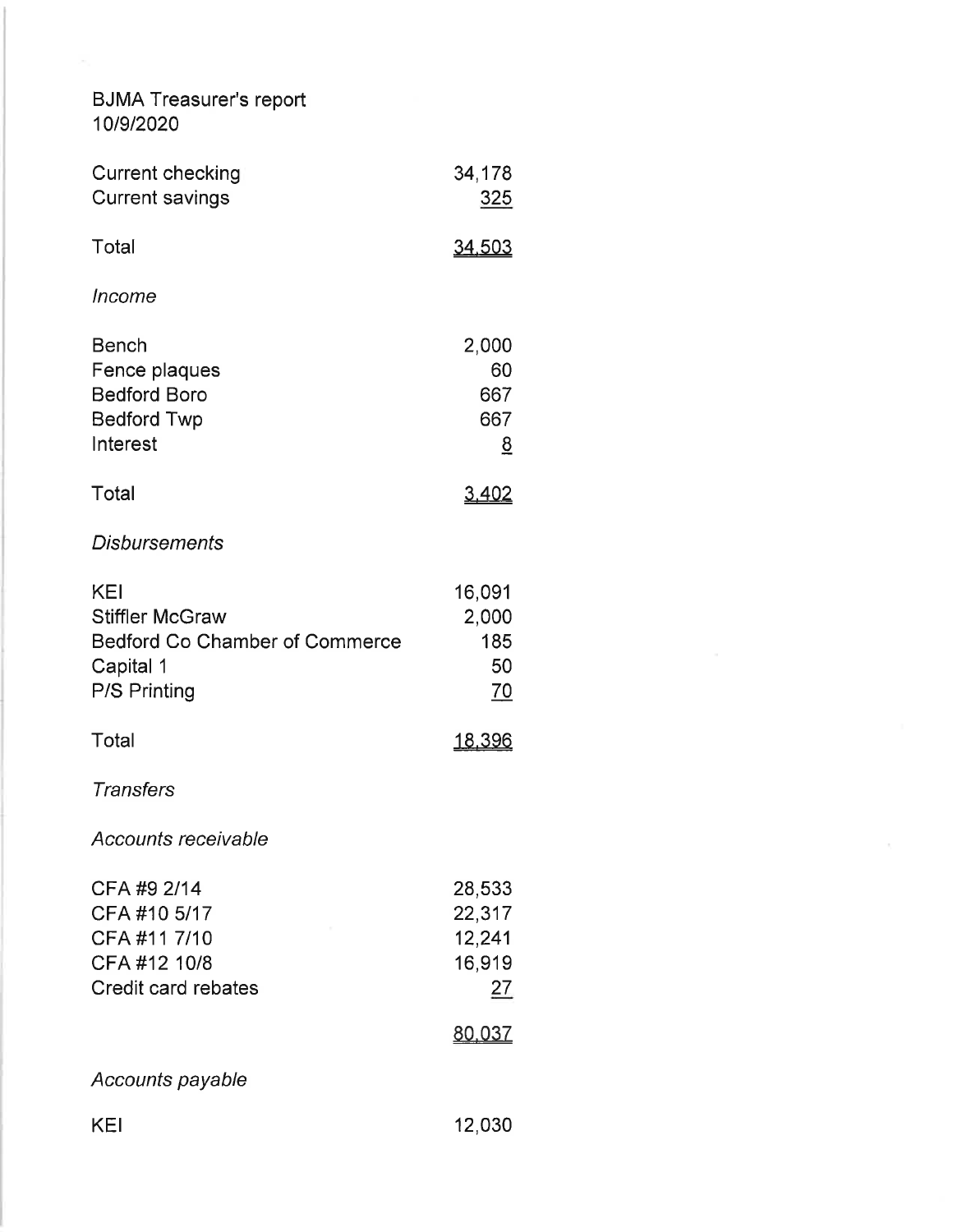BJMA Treasurer's report
10/9/2020

| | |
|---|---|
| Current checking | 34,178 |
| Current savings | 325 |
| Total | 34,503 |

*Income*

| | |
|---|---|
| Bench | 2,000 |
| Fence plaques | 60 |
| Bedford Boro | 667 |
| Bedford Twp | 667 |
| Interest | 8 |
| Total | 3,402 |

*Disbursements*

| | |
|---|---|
| KEI | 16,091 |
| Stiffler McGraw | 2,000 |
| Bedford Co Chamber of Commerce | 185 |
| Capital 1 | 50 |
| P/S Printing | 70 |
| Total | 18,396 |

*Transfers*

*Accounts receivable*

| | |
|---|---|
| CFA #9 2/14 | 28,533 |
| CFA #10 5/17 | 22,317 |
| CFA #11 7/10 | 12,241 |
| CFA #12 10/8 | 16,919 |
| Credit card rebates | 27 |
| | 80,037 |

*Accounts payable*

| | |
|---|---|
| KEI | 12,030 |